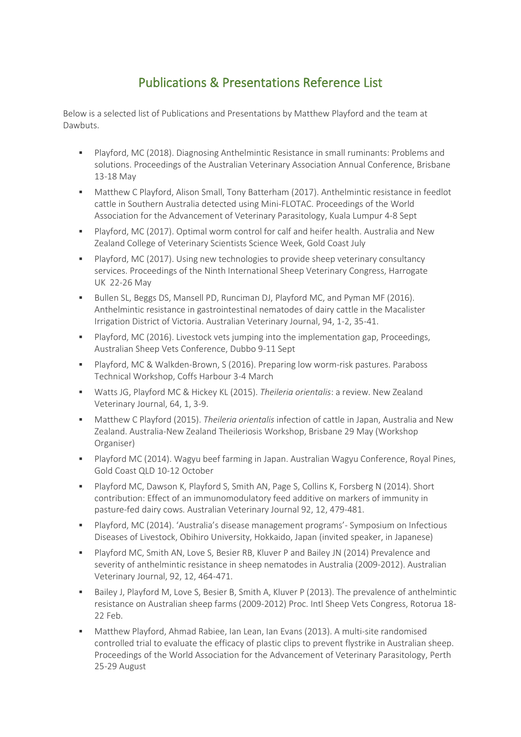# Publications & Presentations Reference List

Below is a selected list of Publications and Presentations by Matthew Playford and the team at Dawbuts.

- Playford, MC (2018). Diagnosing Anthelmintic Resistance in small ruminants: Problems and solutions. Proceedings of the Australian Veterinary Association Annual Conference, Brisbane 13-18 May
- Matthew C Playford, Alison Small, Tony Batterham (2017). Anthelmintic resistance in feedlot cattle in Southern Australia detected using Mini-FLOTAC. Proceedings of the World Association for the Advancement of Veterinary Parasitology, Kuala Lumpur 4-8 Sept
- Playford, MC (2017). Optimal worm control for calf and heifer health. Australia and New Zealand College of Veterinary Scientists Science Week, Gold Coast July
- Playford, MC (2017). Using new technologies to provide sheep veterinary consultancy services. Proceedings of the Ninth International Sheep Veterinary Congress, Harrogate UK 22-26 May
- Bullen SL, Beggs DS, Mansell PD, Runciman DJ, Playford MC, and Pyman MF (2016). Anthelmintic resistance in gastrointestinal nematodes of dairy cattle in the Macalister Irrigation District of Victoria. Australian Veterinary Journal, 94, 1-2, 35-41.
- Playford, MC (2016). Livestock vets jumping into the implementation gap, Proceedings, Australian Sheep Vets Conference, Dubbo 9-11 Sept
- Playford, MC & Walkden-Brown, S (2016). Preparing low worm-risk pastures. Paraboss Technical Workshop, Coffs Harbour 3-4 March
- Watts JG, Playford MC & Hickey KL (2015). *Theileria orientalis*: a review. New Zealand Veterinary Journal, 64, 1, 3-9.
- Matthew C Playford (2015). *Theileria orientalis* infection of cattle in Japan, Australia and New Zealand. Australia-New Zealand Theileriosis Workshop, Brisbane 29 May (Workshop Organiser)
- Playford MC (2014). Wagyu beef farming in Japan. Australian Wagyu Conference, Royal Pines, Gold Coast QLD 10-12 October
- Playford MC, Dawson K, Playford S, Smith AN, Page S, Collins K, Forsberg N (2014). Short contribution: Effect of an immunomodulatory feed additive on markers of immunity in pasture-fed dairy cows. Australian Veterinary Journal 92, 12, 479-481.
- Playford, MC (2014). 'Australia's disease management programs'- Symposium on Infectious Diseases of Livestock, Obihiro University, Hokkaido, Japan (invited speaker, in Japanese)
- Playford MC, Smith AN, Love S, Besier RB, Kluver P and Bailey JN (2014) Prevalence and severity of anthelmintic resistance in sheep nematodes in Australia (2009-2012). Australian Veterinary Journal, 92, 12, 464-471.
- Bailey J, Playford M, Love S, Besier B, Smith A, Kluver P (2013). The prevalence of anthelmintic resistance on Australian sheep farms (2009-2012) Proc. Intl Sheep Vets Congress, Rotorua 18-22 Feb.
- Matthew Playford, Ahmad Rabiee, Ian Lean, Ian Evans (2013). A multi-site randomised controlled trial to evaluate the efficacy of plastic clips to prevent flystrike in Australian sheep. Proceedings of the World Association for the Advancement of Veterinary Parasitology, Perth 25-29 August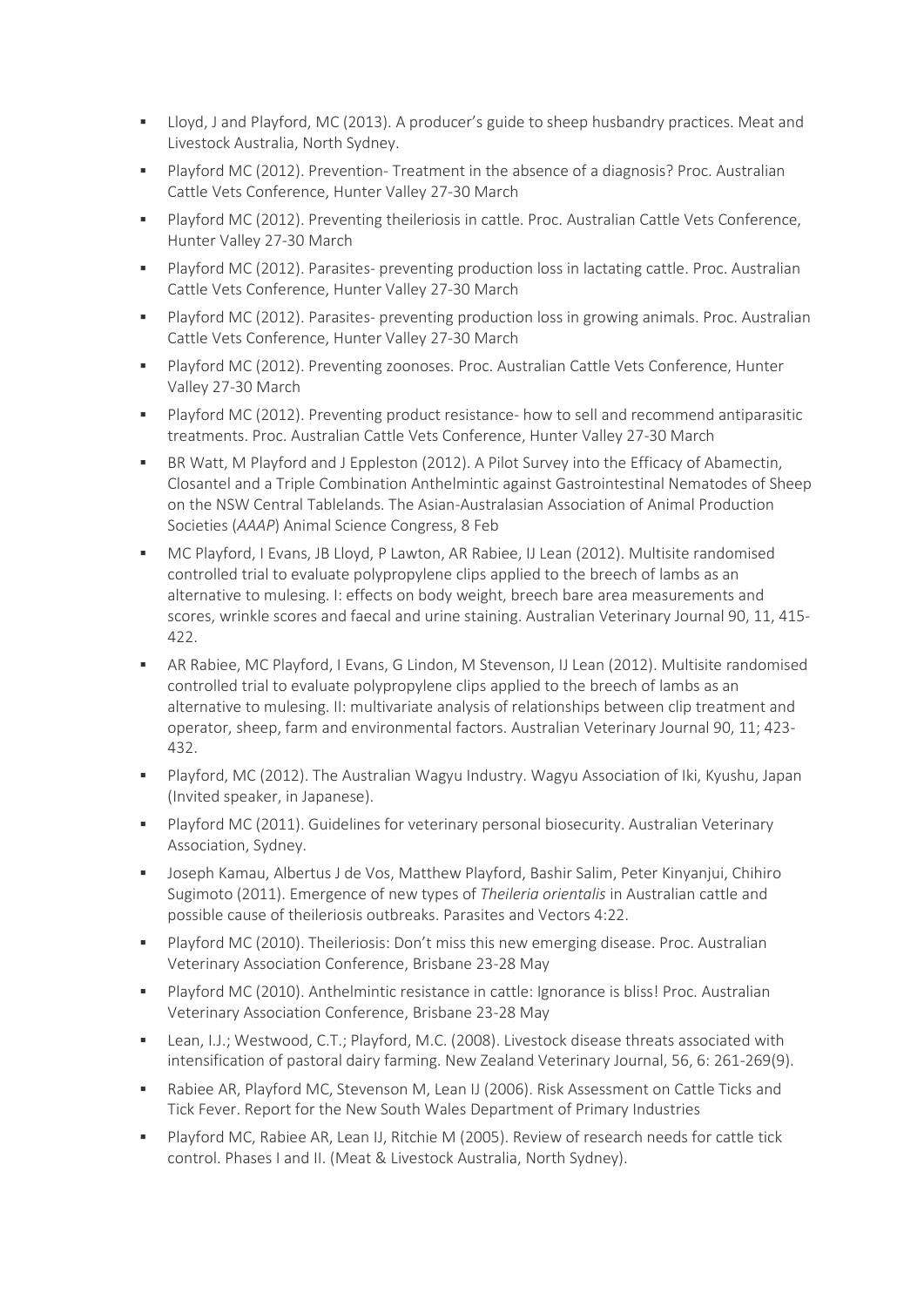- Lloyd, J and Playford, MC (2013). A producer's guide to sheep husbandry practices. Meat and Livestock Australia, North Sydney.
- Playford MC (2012). Prevention- Treatment in the absence of a diagnosis? Proc. Australian Cattle Vets Conference, Hunter Valley 27-30 March
- Playford MC (2012). Preventing theileriosis in cattle. Proc. Australian Cattle Vets Conference, Hunter Valley 27-30 March
- Playford MC (2012). Parasites- preventing production loss in lactating cattle. Proc. Australian Cattle Vets Conference, Hunter Valley 27-30 March
- Playford MC (2012). Parasites- preventing production loss in growing animals. Proc. Australian Cattle Vets Conference, Hunter Valley 27-30 March
- Playford MC (2012). Preventing zoonoses. Proc. Australian Cattle Vets Conference, Hunter Valley 27-30 March
- Playford MC (2012). Preventing product resistance- how to sell and recommend antiparasitic treatments. Proc. Australian Cattle Vets Conference, Hunter Valley 27-30 March
- BR Watt, M Playford and J Eppleston (2012). A Pilot Survey into the Efficacy of Abamectin, Closantel and a Triple Combination Anthelmintic against Gastrointestinal Nematodes of Sheep on the NSW Central Tablelands. The Asian-Australasian Association of Animal Production Societies (*AAAP*) Animal Science Congress, 8 Feb
- MC Playford, I Evans, JB Lloyd, P Lawton, AR Rabiee, IJ Lean (2012). Multisite randomised controlled trial to evaluate polypropylene clips applied to the breech of lambs as an alternative to mulesing. I: effects on body weight, breech bare area measurements and scores, wrinkle scores and faecal and urine staining. Australian Veterinary Journal 90, 11, 415-422.
- AR Rabiee, MC Playford, I Evans, G Lindon, M Stevenson, IJ Lean (2012). Multisite randomised controlled trial to evaluate polypropylene clips applied to the breech of lambs as an alternative to mulesing. II: multivariate analysis of relationships between clip treatment and operator, sheep, farm and environmental factors. Australian Veterinary Journal 90, 11; 423-432.
- Playford, MC (2012). The Australian Wagyu Industry. Wagyu Association of Iki, Kyushu, Japan (Invited speaker, in Japanese).
- Playford MC (2011). Guidelines for veterinary personal biosecurity. Australian Veterinary Association, Sydney.
- Joseph Kamau, Albertus J de Vos, Matthew Playford, Bashir Salim, Peter Kinyanjui, Chihiro Sugimoto (2011). Emergence of new types of *Theileria orientalis* in Australian cattle and possible cause of theileriosis outbreaks. Parasites and Vectors 4:22.
- Playford MC (2010). Theileriosis: Don't miss this new emerging disease. Proc. Australian Veterinary Association Conference, Brisbane 23-28 May
- Playford MC (2010). Anthelmintic resistance in cattle: Ignorance is bliss! Proc. Australian Veterinary Association Conference, Brisbane 23-28 May
- Lean, I.J.; Westwood, C.T.; Playford, M.C. (2008). Livestock disease threats associated with intensification of pastoral dairy farming. New Zealand Veterinary Journal, 56, 6: 261-269(9).
- Rabiee AR, Playford MC, Stevenson M, Lean IJ (2006). Risk Assessment on Cattle Ticks and Tick Fever. Report for the New South Wales Department of Primary Industries
- Playford MC, Rabiee AR, Lean IJ, Ritchie M (2005). Review of research needs for cattle tick control. Phases I and II. (Meat & Livestock Australia, North Sydney).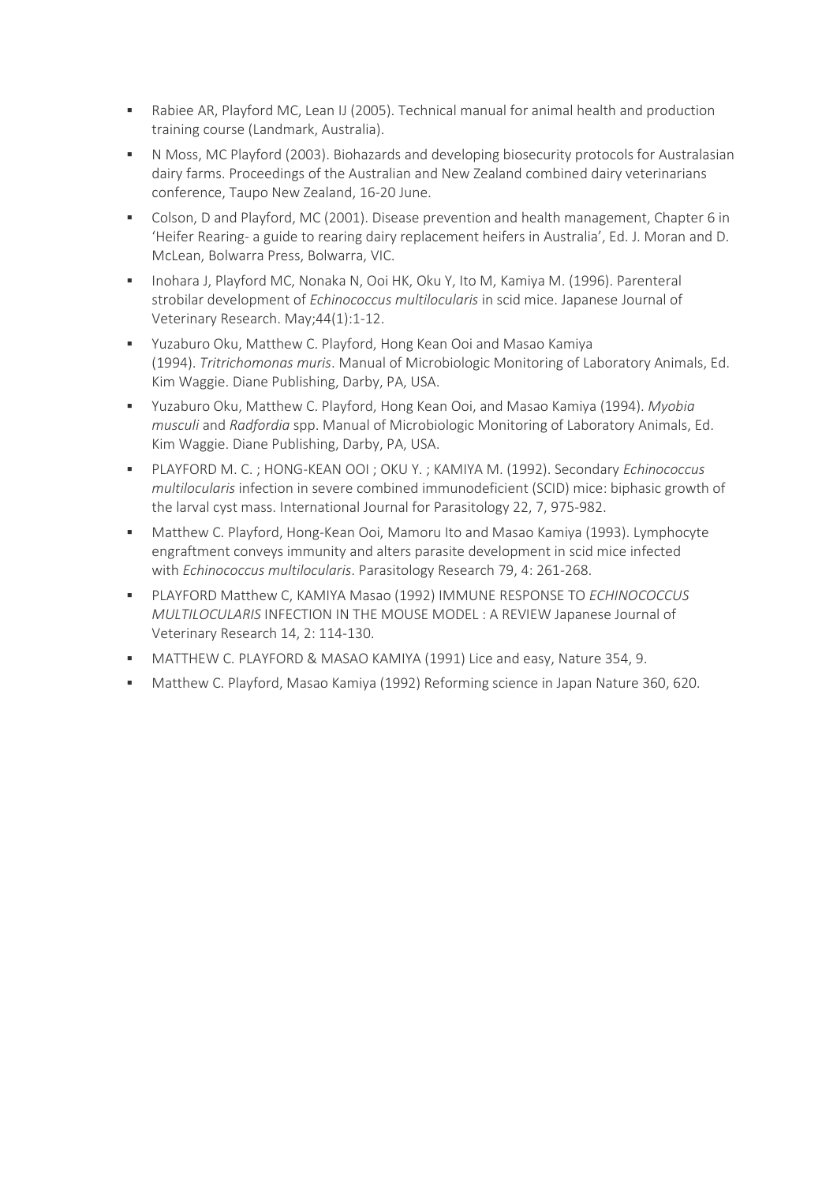- Rabiee AR, Playford MC, Lean IJ (2005). Technical manual for animal health and production training course (Landmark, Australia).
- N Moss, MC Playford (2003). Biohazards and developing biosecurity protocols for Australasian dairy farms. Proceedings of the Australian and New Zealand combined dairy veterinarians conference, Taupo New Zealand, 16-20 June.
- Colson, D and Playford, MC (2001). Disease prevention and health management, Chapter 6 in 'Heifer Rearing- a guide to rearing dairy replacement heifers in Australia', Ed. J. Moran and D. McLean, Bolwarra Press, Bolwarra, VIC.
- Inohara J, Playford MC, Nonaka N, Ooi HK, Oku Y, Ito M, Kamiya M. (1996). Parenteral strobilar development of *Echinococcus multilocularis* in scid mice. Japanese Journal of Veterinary Research. May;44(1):1-12.
- Yuzaburo Oku, Matthew C. Playford, Hong Kean Ooi and Masao Kamiya (1994). *Tritrichomonas muris*. Manual of Microbiologic Monitoring of Laboratory Animals, Ed. Kim Waggie. Diane Publishing, Darby, PA, USA.
- Yuzaburo Oku, Matthew C. Playford, Hong Kean Ooi, and Masao Kamiya (1994). *Myobia musculi* and *Radfordia* spp. Manual of Microbiologic Monitoring of Laboratory Animals, Ed. Kim Waggie. Diane Publishing, Darby, PA, USA.
- PLAYFORD M. C. ; HONG-KEAN OOI ; OKU Y. ; KAMIYA M. (1992). Secondary *Echinococcus multilocularis* infection in severe combined immunodeficient (SCID) mice: biphasic growth of the larval cyst mass. International Journal for Parasitology 22, 7, 975-982.
- Matthew C. Playford, Hong-Kean Ooi, Mamoru Ito and Masao Kamiya (1993). Lymphocyte engraftment conveys immunity and alters parasite development in scid mice infected with *Echinococcus multilocularis*. Parasitology Research 79, 4: 261-268.
- PLAYFORD Matthew C, KAMIYA Masao (1992) IMMUNE RESPONSE TO *ECHINOCOCCUS MULTILOCULARIS* INFECTION IN THE MOUSE MODEL : A REVIEW Japanese Journal of Veterinary Research 14, 2: 114-130.
- MATTHEW C. PLAYFORD & MASAO KAMIYA (1991) Lice and easy, Nature 354, 9.
- Matthew C. Playford, Masao Kamiya (1992) Reforming science in Japan Nature 360, 620.